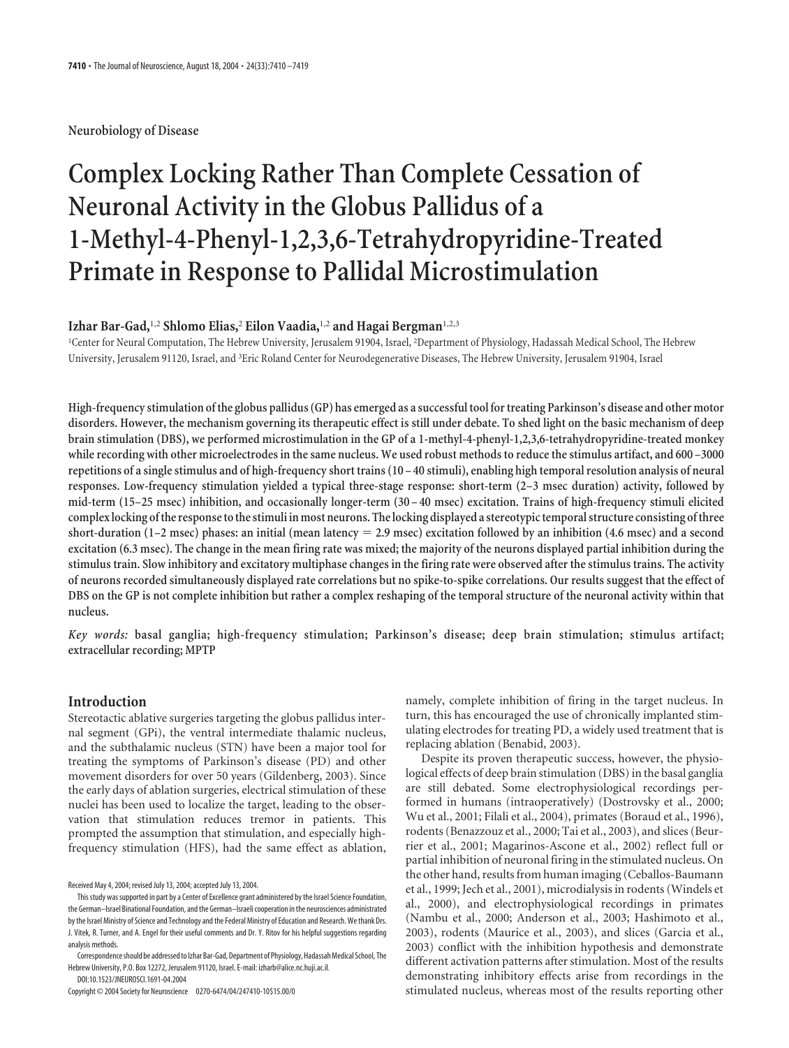Neurobiology of Disease

# Complex Locking Rather Than Complete Cessation of Neuronal Activity in the Globus Pallidus of a 1-Methyl-4-Phenyl-1,2,3,6-Tetrahydropyridine-Treated Primate in Response to Pallidal Microstimulation

**Izhar Bar-Gad,[1,2] Shlomo Elias,[2] Eilon Vaadia,[1,2] and Hagai Bergman[1,2,3]**

[1]Center for Neural Computation, The Hebrew University, Jerusalem 91904, Israel, [2]Department of Physiology, Hadassah Medical School, The Hebrew University, Jerusalem 91120, Israel, and [3]Eric Roland Center for Neurodegenerative Diseases, The Hebrew University, Jerusalem 91904, Israel

**High-frequency stimulation of the globus pallidus (GP) has emerged as a successful tool for treating Parkinson's disease and other motor disorders. However, the mechanism governing its therapeutic effect is still under debate. To shed light on the basic mechanism of deep brain stimulation (DBS), we performed microstimulation in the GP of a 1-methyl-4-phenyl-1,2,3,6-tetrahydropyridine-treated monkey while recording with other microelectrodes in the same nucleus. We used robust methods to reduce the stimulus artifact, and 600–3000 repetitions of a single stimulus and of high-frequency short trains (10–40 stimuli), enabling high temporal resolution analysis of neural responses. Low-frequency stimulation yielded a typical three-stage response: short-term (2–3 msec duration) activity, followed by mid-term (15–25 msec) inhibition, and occasionally longer-term (30–40 msec) excitation. Trains of high-frequency stimuli elicited complex locking of the response to the stimuli in most neurons. The locking displayed a stereotypic temporal structure consisting of three short-duration (1–2 msec) phases: an initial (mean latency = 2.9 msec) excitation followed by an inhibition (4.6 msec) and a second excitation (6.3 msec). The change in the mean firing rate was mixed; the majority of the neurons displayed partial inhibition during the stimulus train. Slow inhibitory and excitatory multiphase changes in the firing rate were observed after the stimulus trains. The activity of neurons recorded simultaneously displayed rate correlations but no spike-to-spike correlations. Our results suggest that the effect of DBS on the GP is not complete inhibition but rather a complex reshaping of the temporal structure of the neuronal activity within that nucleus.**

*Key words:* **basal ganglia; high-frequency stimulation; Parkinson's disease; deep brain stimulation; stimulus artifact; extracellular recording; MPTP**

## Introduction

Stereotactic ablative surgeries targeting the globus pallidus internal segment (GPi), the ventral intermediate thalamic nucleus, and the subthalamic nucleus (STN) have been a major tool for treating the symptoms of Parkinson's disease (PD) and other movement disorders for over 50 years (Gildenberg, 2003). Since the early days of ablation surgeries, electrical stimulation of these nuclei has been used to localize the target, leading to the observation that stimulation reduces tremor in patients. This prompted the assumption that stimulation, and especially high-frequency stimulation (HFS), had the same effect as ablation, namely, complete inhibition of firing in the target nucleus. In turn, this has encouraged the use of chronically implanted stimulating electrodes for treating PD, a widely used treatment that is replacing ablation (Benabid, 2003).

Despite its proven therapeutic success, however, the physiological effects of deep brain stimulation (DBS) in the basal ganglia are still debated. Some electrophysiological recordings performed in humans (intraoperatively) (Dostrovsky et al., 2000; Wu et al., 2001; Filali et al., 2004), primates (Boraud et al., 1996), rodents (Benazzouz et al., 2000; Tai et al., 2003), and slices (Beurrier et al., 2001; Magarinos-Ascone et al., 2002) reflect full or partial inhibition of neuronal firing in the stimulated nucleus. On the other hand, results from human imaging (Ceballos-Baumann et al., 1999; Jech et al., 2001), microdialysis in rodents (Windels et al., 2000), and electrophysiological recordings in primates (Nambu et al., 2000; Anderson et al., 2003; Hashimoto et al., 2003), rodents (Maurice et al., 2003), and slices (Garcia et al., 2003) conflict with the inhibition hypothesis and demonstrate different activation patterns after stimulation. Most of the results demonstrating inhibitory effects arise from recordings in the stimulated nucleus, whereas most of the results reporting other

Received May 4, 2004; revised July 13, 2004; accepted July 13, 2004.

This study was supported in part by a Center of Excellence grant administered by the Israel Science Foundation, the German–Israel Binational Foundation, and the German–Israeli cooperation in the neurosciences administrated by the Israel Ministry of Science and Technology and the Federal Ministry of Education and Research. We thank Drs. J. Vitek, R. Turner, and A. Engel for their useful comments and Dr. Y. Ritov for his helpful suggestions regarding analysis methods.

Correspondence should be addressed to Izhar Bar-Gad, Department of Physiology, Hadassah Medical School, The Hebrew University, P.O. Box 12272, Jerusalem 91120, Israel. E-mail: izharb@alice.nc.huji.ac.il.

DOI:10.1523/JNEUROSCI.1691-04.2004

Copyright © 2004 Society for Neuroscience 0270-6474/04/247410-10$15.00/0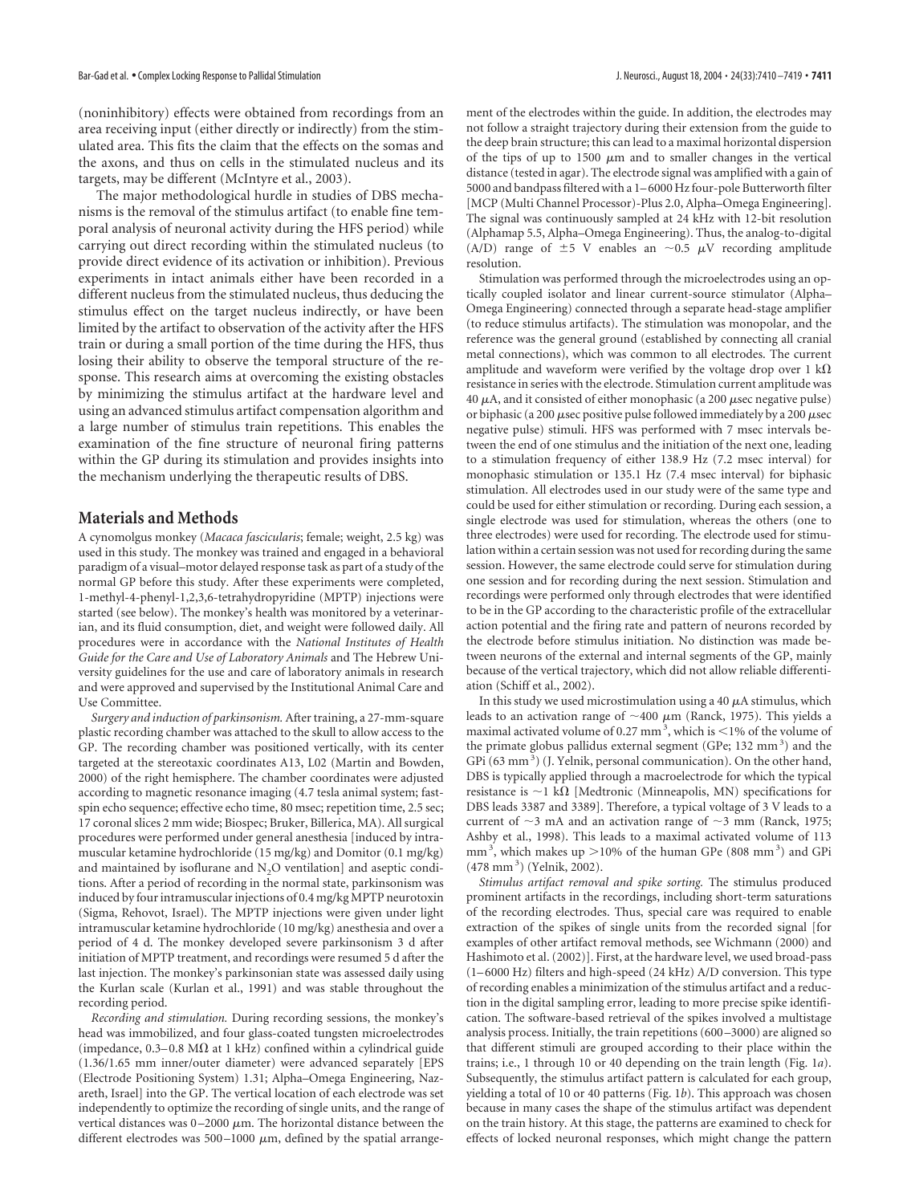(noninhibitory) effects were obtained from recordings from an area receiving input (either directly or indirectly) from the stimulated area. This fits the claim that the effects on the somas and the axons, and thus on cells in the stimulated nucleus and its targets, may be different (McIntyre et al., 2003).

The major methodological hurdle in studies of DBS mechanisms is the removal of the stimulus artifact (to enable fine temporal analysis of neuronal activity during the HFS period) while carrying out direct recording within the stimulated nucleus (to provide direct evidence of its activation or inhibition). Previous experiments in intact animals either have been recorded in a different nucleus from the stimulated nucleus, thus deducing the stimulus effect on the target nucleus indirectly, or have been limited by the artifact to observation of the activity after the HFS train or during a small portion of the time during the HFS, thus losing their ability to observe the temporal structure of the response. This research aims at overcoming the existing obstacles by minimizing the stimulus artifact at the hardware level and using an advanced stimulus artifact compensation algorithm and a large number of stimulus train repetitions. This enables the examination of the fine structure of neuronal firing patterns within the GP during its stimulation and provides insights into the mechanism underlying the therapeutic results of DBS.

## Materials and Methods

A cynomolgus monkey (*Macaca fascicularis*; female; weight, 2.5 kg) was used in this study. The monkey was trained and engaged in a behavioral paradigm of a visual–motor delayed response task as part of a study of the normal GP before this study. After these experiments were completed, 1-methyl-4-phenyl-1,2,3,6-tetrahydropyridine (MPTP) injections were started (see below). The monkey's health was monitored by a veterinarian, and its fluid consumption, diet, and weight were followed daily. All procedures were in accordance with the *National Institutes of Health Guide for the Care and Use of Laboratory Animals* and The Hebrew University guidelines for the use and care of laboratory animals in research and were approved and supervised by the Institutional Animal Care and Use Committee.

*Surgery and induction of parkinsonism.* After training, a 27-mm-square plastic recording chamber was attached to the skull to allow access to the GP. The recording chamber was positioned vertically, with its center targeted at the stereotaxic coordinates A13, L02 (Martin and Bowden, 2000) of the right hemisphere. The chamber coordinates were adjusted according to magnetic resonance imaging (4.7 tesla animal system; fast-spin echo sequence; effective echo time, 80 msec; repetition time, 2.5 sec; 17 coronal slices 2 mm wide; Biospec; Bruker, Billerica, MA). All surgical procedures were performed under general anesthesia [induced by intramuscular ketamine hydrochloride (15 mg/kg) and Domitor (0.1 mg/kg) and maintained by isoflurane and $N_2O$ ventilation] and aseptic conditions. After a period of recording in the normal state, parkinsonism was induced by four intramuscular injections of 0.4 mg/kg MPTP neurotoxin (Sigma, Rehovot, Israel). The MPTP injections were given under light intramuscular ketamine hydrochloride (10 mg/kg) anesthesia and over a period of 4 d. The monkey developed severe parkinsonism 3 d after initiation of MPTP treatment, and recordings were resumed 5 d after the last injection. The monkey's parkinsonian state was assessed daily using the Kurlan scale (Kurlan et al., 1991) and was stable throughout the recording period.

*Recording and stimulation.* During recording sessions, the monkey's head was immobilized, and four glass-coated tungsten microelectrodes (impedance, 0.3–0.8 MΩ at 1 kHz) confined within a cylindrical guide (1.36/1.65 mm inner/outer diameter) were advanced separately [EPS (Electrode Positioning System) 1.31; Alpha–Omega Engineering, Nazareth, Israel] into the GP. The vertical location of each electrode was set independently to optimize the recording of single units, and the range of vertical distances was 0–2000 μm. The horizontal distance between the different electrodes was 500–1000 μm, defined by the spatial arrangement of the electrodes within the guide. In addition, the electrodes may not follow a straight trajectory during their extension from the guide to the deep brain structure; this can lead to a maximal horizontal dispersion of the tips of up to 1500 μm and to smaller changes in the vertical distance (tested in agar). The electrode signal was amplified with a gain of 5000 and bandpass filtered with a 1–6000 Hz four-pole Butterworth filter [MCP (Multi Channel Processor)-Plus 2.0, Alpha–Omega Engineering]. The signal was continuously sampled at 24 kHz with 12-bit resolution (Alphamap 5.5, Alpha–Omega Engineering). Thus, the analog-to-digital (A/D) range of ±5 V enables an ~0.5 μV recording amplitude resolution.

Stimulation was performed through the microelectrodes using an optically coupled isolator and linear current-source stimulator (Alpha–Omega Engineering) connected through a separate head-stage amplifier (to reduce stimulus artifacts). The stimulation was monopolar, and the reference was the general ground (established by connecting all cranial metal connections), which was common to all electrodes. The current amplitude and waveform were verified by the voltage drop over 1 kΩ resistance in series with the electrode. Stimulation current amplitude was 40 μA, and it consisted of either monophasic (a 200 μsec negative pulse) or biphasic (a 200 μsec positive pulse followed immediately by a 200 μsec negative pulse) stimuli. HFS was performed with 7 msec intervals between the end of one stimulus and the initiation of the next one, leading to a stimulation frequency of either 138.9 Hz (7.2 msec interval) for monophasic stimulation or 135.1 Hz (7.4 msec interval) for biphasic stimulation. All electrodes used in our study were of the same type and could be used for either stimulation or recording. During each session, a single electrode was used for stimulation, whereas the others (one to three electrodes) were used for recording. The electrode used for stimulation within a certain session was not used for recording during the same session. However, the same electrode could serve for stimulation during one session and for recording during the next session. Stimulation and recordings were performed only through electrodes that were identified to be in the GP according to the characteristic profile of the extracellular action potential and the firing rate and pattern of neurons recorded by the electrode before stimulus initiation. No distinction was made between neurons of the external and internal segments of the GP, mainly because of the vertical trajectory, which did not allow reliable differentiation (Schiff et al., 2002).

In this study we used microstimulation using a 40 μA stimulus, which leads to an activation range of ~400 μm (Ranck, 1975). This yields a maximal activated volume of 0.27 $mm^3$, which is <1% of the volume of the primate globus pallidus external segment (GPe; 132 $mm^3$) and the GPi (63 $mm^3$) (J. Yelnik, personal communication). On the other hand, DBS is typically applied through a macroelectrode for which the typical resistance is ~1 kΩ [Medtronic (Minneapolis, MN) specifications for DBS leads 3387 and 3389]. Therefore, a typical voltage of 3 V leads to a current of ~3 mA and an activation range of ~3 mm (Ranck, 1975; Ashby et al., 1998). This leads to a maximal activated volume of 113 $mm^3$, which makes up >10% of the human GPe (808 $mm^3$) and GPi (478 $mm^3$) (Yelnik, 2002).

*Stimulus artifact removal and spike sorting.* The stimulus produced prominent artifacts in the recordings, including short-term saturations of the recording electrodes. Thus, special care was required to enable extraction of the spikes of single units from the recorded signal [for examples of other artifact removal methods, see Wichmann (2000) and Hashimoto et al. (2002)]. First, at the hardware level, we used broad-pass (1–6000 Hz) filters and high-speed (24 kHz) A/D conversion. This type of recording enables a minimization of the stimulus artifact and a reduction in the digital sampling error, leading to more precise spike identification. The software-based retrieval of the spikes involved a multistage analysis process. Initially, the train repetitions (600–3000) are aligned so that different stimuli are grouped according to their place within the trains; i.e., 1 through 10 or 40 depending on the train length (Fig. 1*a*). Subsequently, the stimulus artifact pattern is calculated for each group, yielding a total of 10 or 40 patterns (Fig. 1*b*). This approach was chosen because in many cases the shape of the stimulus artifact was dependent on the train history. At this stage, the patterns are examined to check for effects of locked neuronal responses, which might change the pattern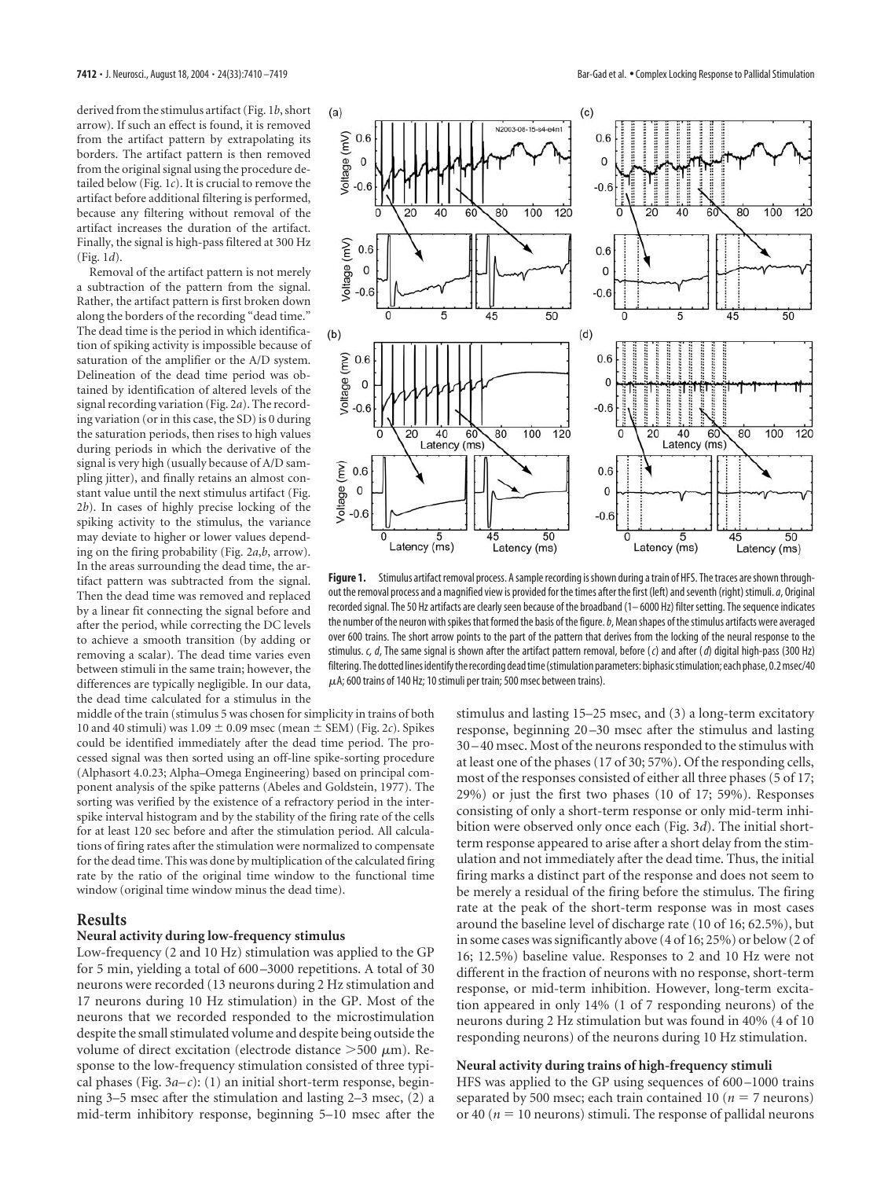derived from the stimulus artifact (Fig. 1*b*, short arrow). If such an effect is found, it is removed from the artifact pattern by extrapolating its borders. The artifact pattern is then removed from the original signal using the procedure detailed below (Fig. 1*c*). It is crucial to remove the artifact before additional filtering is performed, because any filtering without removal of the artifact increases the duration of the artifact. Finally, the signal is high-pass filtered at 300 Hz (Fig. 1*d*).

Removal of the artifact pattern is not merely a subtraction of the pattern from the signal. Rather, the artifact pattern is first broken down along the borders of the recording "dead time." The dead time is the period in which identification of spiking activity is impossible because of saturation of the amplifier or the A/D system. Delineation of the dead time period was obtained by identification of altered levels of the signal recording variation (Fig. 2*a*). The recording variation (or in this case, the SD) is 0 during the saturation periods, then rises to high values during periods in which the derivative of the signal is very high (usually because of A/D sampling jitter), and finally retains an almost constant value until the next stimulus artifact (Fig. 2*b*). In cases of highly precise locking of the spiking activity to the stimulus, the variance may deviate to higher or lower values depending on the firing probability (Fig. 2*a*,*b*, arrow). In the areas surrounding the dead time, the artifact pattern was subtracted from the signal. Then the dead time was removed and replaced by a linear fit connecting the signal before and after the period, while correcting the DC levels to achieve a smooth transition (by adding or removing a scalar). The dead time varies even between stimuli in the same train; however, the differences are typically negligible. In our data, the dead time calculated for a stimulus in the middle of the train (stimulus 5 was chosen for simplicity in trains of both 10 and 40 stimuli) was $1.09 \pm 0.09$ msec (mean $\pm$ SEM) (Fig. 2*c*). Spikes could be identified immediately after the dead time period. The processed signal was then sorted using an off-line spike-sorting procedure (Alphasort 4.0.23; Alpha–Omega Engineering) based on principal component analysis of the spike patterns (Abeles and Goldstein, 1977). The sorting was verified by the existence of a refractory period in the interspike interval histogram and by the stability of the firing rate of the cells for at least 120 sec before and after the stimulation period. All calculations of firing rates after the stimulation were normalized to compensate for the dead time. This was done by multiplication of the calculated firing rate by the ratio of the original time window to the functional time window (original time window minus the dead time).

**Figure 1.** Stimulus artifact removal process. A sample recording is shown during a train of HFS. The traces are shown throughout the removal process and a magnified view is provided for the times after the first (left) and seventh (right) stimuli. *a*, Original recorded signal. The 50 Hz artifacts are clearly seen because of the broadband (1–6000 Hz) filter setting. The sequence indicates the number of the neuron with spikes that formed the basis of the figure. *b*, Mean shapes of the stimulus artifacts were averaged over 600 trains. The short arrow points to the part of the pattern that derives from the locking of the neural response to the stimulus. *c, d*, The same signal is shown after the artifact pattern removal, before (*c*) and after (*d*) digital high-pass (300 Hz) filtering. The dotted lines identify the recording dead time (stimulation parameters: biphasic stimulation; each phase, 0.2 msec/40 μA; 600 trains of 140 Hz; 10 stimuli per train; 500 msec between trains).

## Results

### Neural activity during low-frequency stimulus

Low-frequency (2 and 10 Hz) stimulation was applied to the GP for 5 min, yielding a total of 600–3000 repetitions. A total of 30 neurons were recorded (13 neurons during 2 Hz stimulation and 17 neurons during 10 Hz stimulation) in the GP. Most of the neurons that we recorded responded to the microstimulation despite the small stimulated volume and despite being outside the volume of direct excitation (electrode distance >500 μm). Response to the low-frequency stimulation consisted of three typical phases (Fig. 3*a–c*): (1) an initial short-term response, beginning 3–5 msec after the stimulation and lasting 2–3 msec, (2) a mid-term inhibitory response, beginning 5–10 msec after the stimulus and lasting 15–25 msec, and (3) a long-term excitatory response, beginning 20–30 msec after the stimulus and lasting 30–40 msec. Most of the neurons responded to the stimulus with at least one of the phases (17 of 30; 57%). Of the responding cells, most of the responses consisted of either all three phases (5 of 17; 29%) or just the first two phases (10 of 17; 59%). Responses consisting of only a short-term response or only mid-term inhibition were observed only once each (Fig. 3*d*). The initial short-term response appeared to arise after a short delay from the stimulation and not immediately after the dead time. Thus, the initial firing marks a distinct part of the response and does not seem to be merely a residual of the firing before the stimulus. The firing rate at the peak of the short-term response was in most cases around the baseline level of discharge rate (10 of 16; 62.5%), but in some cases was significantly above (4 of 16; 25%) or below (2 of 16; 12.5%) baseline value. Responses to 2 and 10 Hz were not different in the fraction of neurons with no response, short-term response, or mid-term inhibition. However, long-term excitation appeared in only 14% (1 of 7 responding neurons) of the neurons during 2 Hz stimulation but was found in 40% (4 of 10 responding neurons) of the neurons during 10 Hz stimulation.

### Neural activity during trains of high-frequency stimuli

HFS was applied to the GP using sequences of 600–1000 trains separated by 500 msec; each train contained 10 ($n = 7$ neurons) or 40 ($n = 10$ neurons) stimuli. The response of pallidal neurons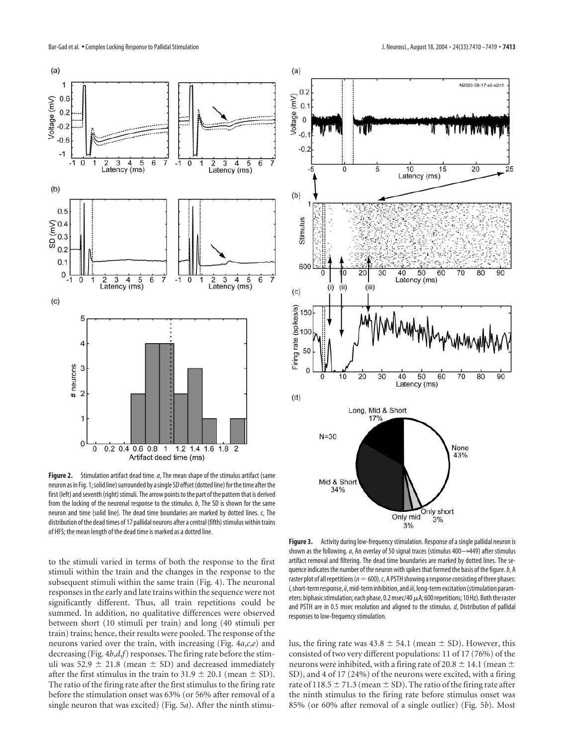**Figure 2.** Stimulation artifact dead time. *a*, The mean shape of the stimulus artifact (same neuron as in Fig. 1; solid line) surrounded by a single SD offset (dotted line) for the time after the first (left) and seventh (right) stimuli. The arrow points to the part of the pattern that is derived from the locking of the neuronal response to the stimulus. *b*, The SD is shown for the same neuron and time (solid line). The dead time boundaries are marked by dotted lines. *c*, The distribution of the dead times of 17 pallidal neurons after a central (fifth) stimulus within trains of HFS; the mean length of the dead time is marked as a dotted line.

**Figure 3.** Activity during low-frequency stimulation. Response of a single pallidal neuron is shown as the following. *a*, An overlay of 50 signal traces (stimulus 400→449) after stimulus artifact removal and filtering. The dead time boundaries are marked by dotted lines. The sequence indicates the number of the neuron with spikes that formed the basis of the figure. *b*, A raster plot of all repetitions ($n = 600$). *c*, A PSTH showing a response consisting of three phases: *i*, short-term response, *ii*, mid-term inhibition, and *iii*, long-term excitation (stimulation parameters: biphasic stimulation; each phase, 0.2 msec/40 $\mu$A; 600 repetitions; 10 Hz). Both the raster and PSTH are in 0.5 msec resolution and aligned to the stimulus. *d*, Distribution of pallidal responses to low-frequency stimulation.

to the stimuli varied in terms of both the response to the first stimuli within the train and the changes in the response to the subsequent stimuli within the same train (Fig. 4). The neuronal responses in the early and late trains within the sequence were not significantly different. Thus, all train repetitions could be summed. In addition, no qualitative differences were observed between short (10 stimuli per train) and long (40 stimuli per train) trains; hence, their results were pooled. The response of the neurons varied over the train, with increasing (Fig. 4*a*,*c*,*e*) and decreasing (Fig. 4*b*,*d*,*f*) responses. The firing rate before the stimuli was $52.9 \pm 21.8$ (mean $\pm$ SD) and decreased immediately after the first stimulus in the train to $31.9 \pm 20.1$ (mean $\pm$ SD). The ratio of the firing rate after the first stimulus to the firing rate before the stimulation onset was 63% (or 56% after removal of a single neuron that was excited) (Fig. 5*a*). After the ninth stimulus, the firing rate was $43.8 \pm 54.1$ (mean $\pm$ SD). However, this consisted of two very different populations: 11 of 17 (76%) of the neurons were inhibited, with a firing rate of $20.8 \pm 14.1$ (mean $\pm$ SD), and 4 of 17 (24%) of the neurons were excited, with a firing rate of $118.5 \pm 71.3$ (mean $\pm$ SD). The ratio of the firing rate after the ninth stimulus to the firing rate before stimulus onset was 85% (or 60% after removal of a single outlier) (Fig. 5*b*). Most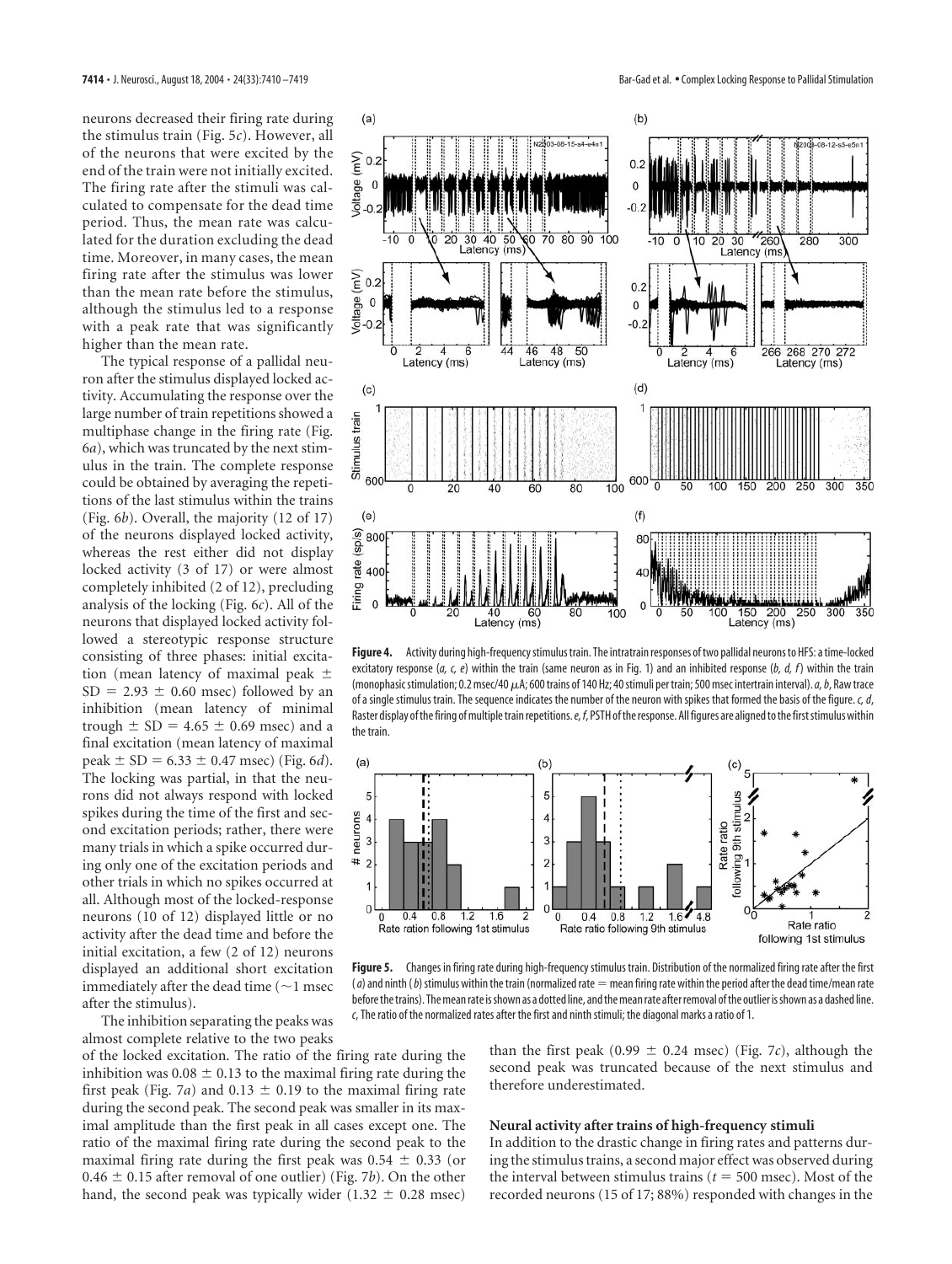neurons decreased their firing rate during the stimulus train (Fig. 5*c*). However, all of the neurons that were excited by the end of the train were not initially excited. The firing rate after the stimuli was calculated to compensate for the dead time period. Thus, the mean rate was calculated for the duration excluding the dead time. Moreover, in many cases, the mean firing rate after the stimulus was lower than the mean rate before the stimulus, although the stimulus led to a response with a peak rate that was significantly higher than the mean rate.

The typical response of a pallidal neuron after the stimulus displayed locked activity. Accumulating the response over the large number of train repetitions showed a multiphase change in the firing rate (Fig. 6*a*), which was truncated by the next stimulus in the train. The complete response could be obtained by averaging the repetitions of the last stimulus within the trains (Fig. 6*b*). Overall, the majority (12 of 17) of the neurons displayed locked activity, whereas the rest either did not display locked activity (3 of 17) or were almost completely inhibited (2 of 12), precluding analysis of the locking (Fig. 6*c*). All of the neurons that displayed locked activity followed a stereotypic response structure consisting of three phases: initial excitation (mean latency of maximal peak $\pm$ SD $= 2.93 \pm 0.60$ msec) followed by an inhibition (mean latency of minimal trough $\pm$ SD $= 4.65 \pm 0.69$ msec) and a final excitation (mean latency of maximal peak $\pm$ SD $= 6.33 \pm 0.47$ msec) (Fig. 6*d*). The locking was partial, in that the neurons did not always respond with locked spikes during the time of the first and second excitation periods; rather, there were many trials in which a spike occurred during only one of the excitation periods and other trials in which no spikes occurred at all. Although most of the locked-response neurons (10 of 12) displayed little or no activity after the dead time and before the initial excitation, a few (2 of 12) neurons displayed an additional short excitation immediately after the dead time (~1 msec after the stimulus).

The inhibition separating the peaks was almost complete relative to the two peaks of the locked excitation. The ratio of the firing rate during the inhibition was $0.08 \pm 0.13$ to the maximal firing rate during the first peak (Fig. 7*a*) and $0.13 \pm 0.19$ to the maximal firing rate during the second peak. The second peak was smaller in its maximal amplitude than the first peak in all cases except one. The ratio of the maximal firing rate during the second peak to the maximal firing rate during the first peak was $0.54 \pm 0.33$ (or $0.46 \pm 0.15$ after removal of one outlier) (Fig. 7*b*). On the other hand, the second peak was typically wider ($1.32 \pm 0.28$ msec) than the first peak ($0.99 \pm 0.24$ msec) (Fig. 7*c*), although the second peak was truncated because of the next stimulus and therefore underestimated.

**Figure 4.** Activity during high-frequency stimulus train. The intratrain responses of two pallidal neurons to HFS: a time-locked excitatory response (*a, c, e*) within the train (same neuron as in Fig. 1) and an inhibited response (*b, d, f*) within the train (monophasic stimulation; 0.2 msec/40 μA; 600 trains of 140 Hz; 40 stimuli per train; 500 msec intertrain interval). *a, b*, Raw trace of a single stimulus train. The sequence indicates the number of the neuron with spikes that formed the basis of the figure. *c, d*, Raster display of the firing of multiple train repetitions. *e, f*, PSTH of the response. All figures are aligned to the first stimulus within the train.

**Figure 5.** Changes in firing rate during high-frequency stimulus train. Distribution of the normalized firing rate after the first (*a*) and ninth (*b*) stimulus within the train (normalized rate = mean firing rate within the period after the dead time/mean rate before the trains). The mean rate is shown as a dotted line, and the mean rate after removal of the outlier is shown as a dashed line. *c*, The ratio of the normalized rates after the first and ninth stimuli; the diagonal marks a ratio of 1.

### Neural activity after trains of high-frequency stimuli

In addition to the drastic change in firing rates and patterns during the stimulus trains, a second major effect was observed during the interval between stimulus trains ($t = 500$ msec). Most of the recorded neurons (15 of 17; 88%) responded with changes in the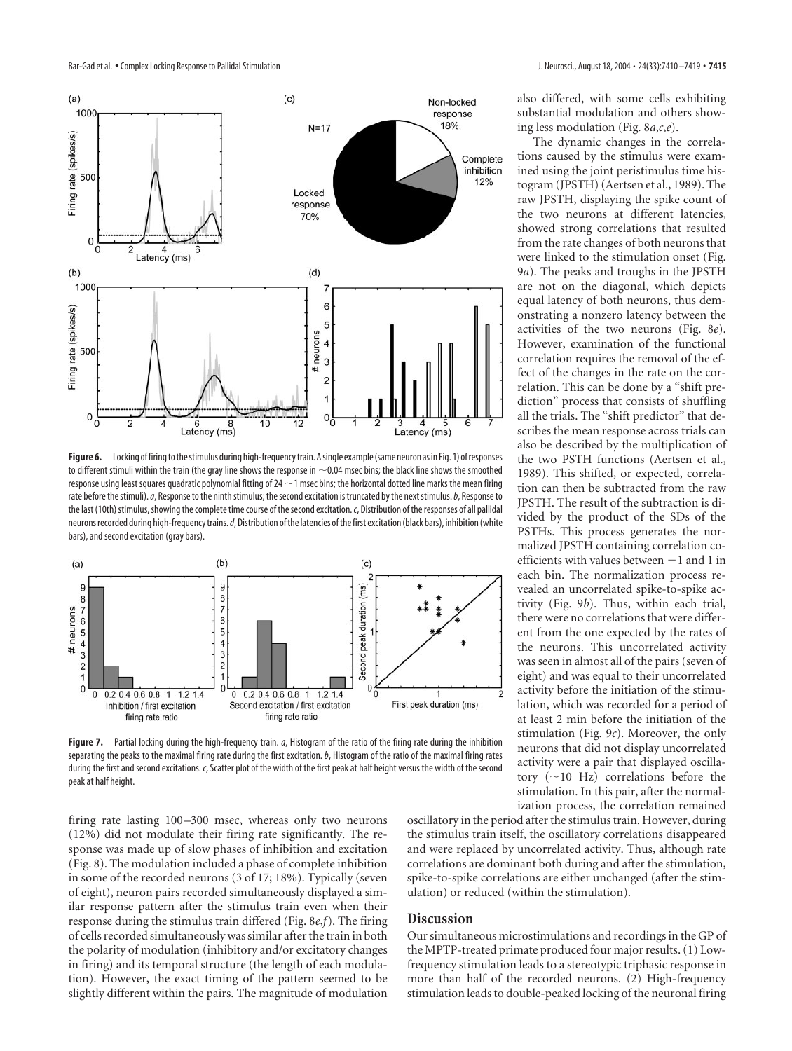**Figure 6.** Locking of firing to the stimulus during high-frequency train. A single example (same neuron as in Fig. 1) of responses to different stimuli within the train (the gray line shows the response in ~0.04 msec bins; the black line shows the smoothed response using least squares quadratic polynomial fitting of 24 ~1 msec bins; the horizontal dotted line marks the mean firing rate before the stimuli). *a*, Response to the ninth stimulus; the second excitation is truncated by the next stimulus. *b*, Response to the last (10th) stimulus, showing the complete time course of the second excitation. *c*, Distribution of the responses of all pallidal neurons recorded during high-frequency trains. *d*, Distribution of the latencies of the first excitation (black bars), inhibition (white bars), and second excitation (gray bars).

**Figure 7.** Partial locking during the high-frequency train. *a*, Histogram of the ratio of the firing rate during the inhibition separating the peaks to the maximal firing rate during the first excitation. *b*, Histogram of the ratio of the maximal firing rates during the first and second excitations. *c*, Scatter plot of the width of the first peak at half height versus the width of the second peak at half height.

firing rate lasting 100–300 msec, whereas only two neurons (12%) did not modulate their firing rate significantly. The response was made up of slow phases of inhibition and excitation (Fig. 8). The modulation included a phase of complete inhibition in some of the recorded neurons (3 of 17; 18%). Typically (seven of eight), neuron pairs recorded simultaneously displayed a similar response pattern after the stimulus train even when their response during the stimulus train differed (Fig. 8*e*,*f*). The firing of cells recorded simultaneously was similar after the train in both the polarity of modulation (inhibitory and/or excitatory changes in firing) and its temporal structure (the length of each modulation). However, the exact timing of the pattern seemed to be slightly different within the pairs. The magnitude of modulation also differed, with some cells exhibiting substantial modulation and others showing less modulation (Fig. 8*a*,*c*,*e*).

The dynamic changes in the correlations caused by the stimulus were examined using the joint peristimulus time histogram (JPSTH) (Aertsen et al., 1989). The raw JPSTH, displaying the spike count of the two neurons at different latencies, showed strong correlations that resulted from the rate changes of both neurons that were linked to the stimulation onset (Fig. 9*a*). The peaks and troughs in the JPSTH are not on the diagonal, which depicts equal latency of both neurons, thus demonstrating a nonzero latency between the activities of the two neurons (Fig. 8*e*). However, examination of the functional correlation requires the removal of the effect of the changes in the rate on the correlation. This can be done by a "shift prediction" process that consists of shuffling all the trials. The "shift predictor" that describes the mean response across trials can also be described by the multiplication of the two PSTH functions (Aertsen et al., 1989). This shifted, or expected, correlation can then be subtracted from the raw JPSTH. The result of the subtraction is divided by the product of the SDs of the PSTHs. This process generates the normalized JPSTH containing correlation coefficients with values between −1 and 1 in each bin. The normalization process revealed an uncorrelated spike-to-spike activity (Fig. 9*b*). Thus, within each trial, there were no correlations that were different from the one expected by the rates of the neurons. This uncorrelated activity was seen in almost all of the pairs (seven of eight) and was equal to their uncorrelated activity before the initiation of the stimulation, which was recorded for a period of at least 2 min before the initiation of the stimulation (Fig. 9*c*). Moreover, the only neurons that did not display uncorrelated activity were a pair that displayed oscillatory (~10 Hz) correlations before the stimulation. In this pair, after the normalization process, the correlation remained oscillatory in the period after the stimulus train. However, during the stimulus train itself, the oscillatory correlations disappeared and were replaced by uncorrelated activity. Thus, although rate correlations are dominant both during and after the stimulation, spike-to-spike correlations are either unchanged (after the stimulation) or reduced (within the stimulation).

## Discussion

Our simultaneous microstimulations and recordings in the GP of the MPTP-treated primate produced four major results. (1) Low-frequency stimulation leads to a stereotypic triphasic response in more than half of the recorded neurons. (2) High-frequency stimulation leads to double-peaked locking of the neuronal firing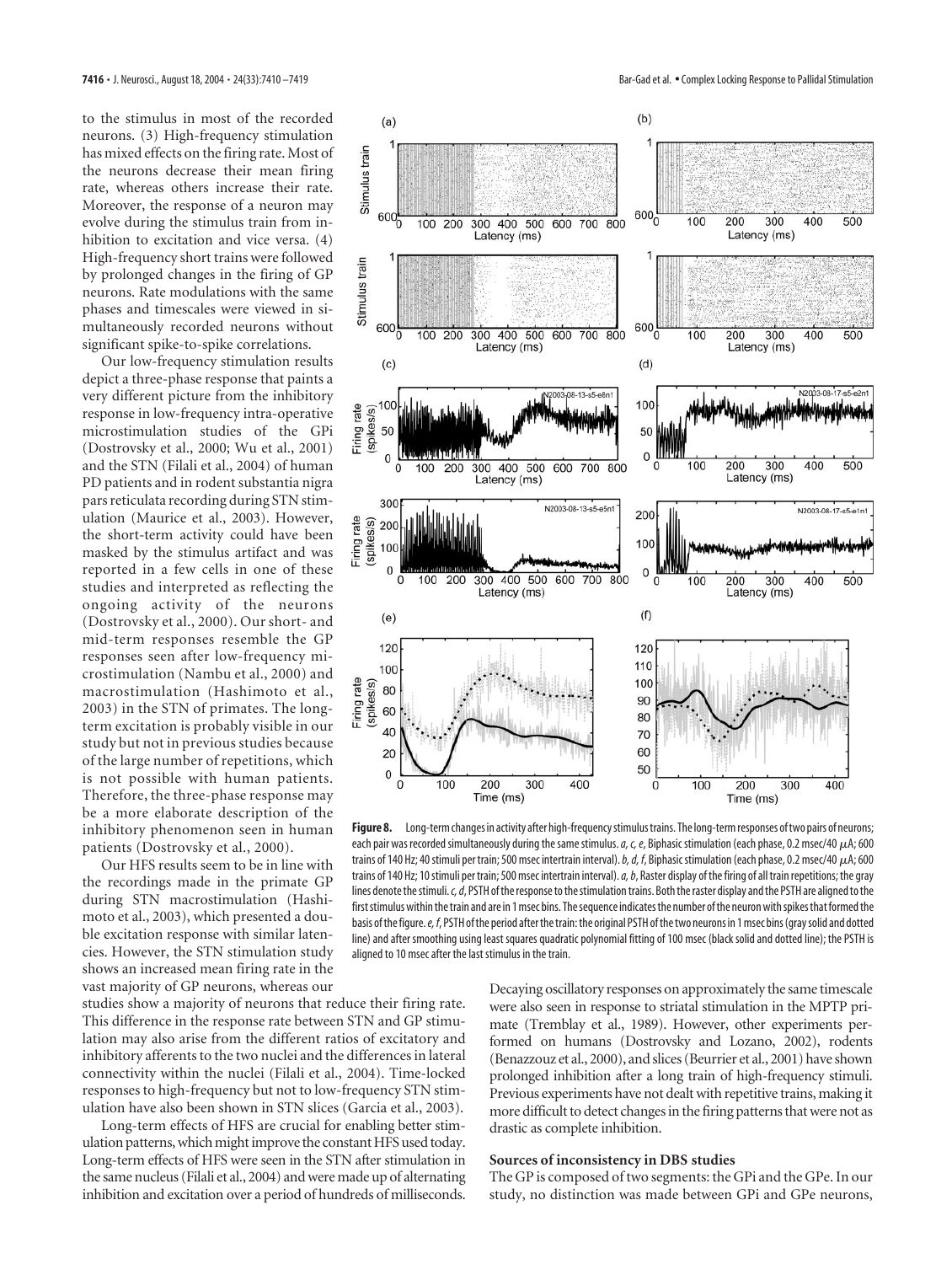to the stimulus in most of the recorded neurons. (3) High-frequency stimulation has mixed effects on the firing rate. Most of the neurons decrease their mean firing rate, whereas others increase their rate. Moreover, the response of a neuron may evolve during the stimulus train from inhibition to excitation and vice versa. (4) High-frequency short trains were followed by prolonged changes in the firing of GP neurons. Rate modulations with the same phases and timescales were viewed in simultaneously recorded neurons without significant spike-to-spike correlations.

Our low-frequency stimulation results depict a three-phase response that paints a very different picture from the inhibitory response in low-frequency intra-operative microstimulation studies of the GPi (Dostrovsky et al., 2000; Wu et al., 2001) and the STN (Filali et al., 2004) of human PD patients and in rodent substantia nigra pars reticulata recording during STN stimulation (Maurice et al., 2003). However, the short-term activity could have been masked by the stimulus artifact and was reported in a few cells in one of these studies and interpreted as reflecting the ongoing activity of the neurons (Dostrovsky et al., 2000). Our short- and mid-term responses resemble the GP responses seen after low-frequency microstimulation (Nambu et al., 2000) and macrostimulation (Hashimoto et al., 2003) in the STN of primates. The long-term excitation is probably visible in our study but not in previous studies because of the large number of repetitions, which is not possible with human patients. Therefore, the three-phase response may be a more elaborate description of the inhibitory phenomenon seen in human patients (Dostrovsky et al., 2000).

Our HFS results seem to be in line with the recordings made in the primate GP during STN macrostimulation (Hashimoto et al., 2003), which presented a double excitation response with similar latencies. However, the STN stimulation study shows an increased mean firing rate in the vast majority of GP neurons, whereas our studies show a majority of neurons that reduce their firing rate. This difference in the response rate between STN and GP stimulation may also arise from the different ratios of excitatory and inhibitory afferents to the two nuclei and the differences in lateral connectivity within the nuclei (Filali et al., 2004). Time-locked responses to high-frequency but not to low-frequency STN stimulation have also been shown in STN slices (Garcia et al., 2003).

Long-term effects of HFS are crucial for enabling better stimulation patterns, which might improve the constant HFS used today. Long-term effects of HFS were seen in the STN after stimulation in the same nucleus (Filali et al., 2004) and were made up of alternating inhibition and excitation over a period of hundreds of milliseconds. Decaying oscillatory responses on approximately the same timescale were also seen in response to striatal stimulation in the MPTP primate (Tremblay et al., 1989). However, other experiments performed on humans (Dostrovsky and Lozano, 2002), rodents (Benazzouz et al., 2000), and slices (Beurrier et al., 2001) have shown prolonged inhibition after a long train of high-frequency stimuli. Previous experiments have not dealt with repetitive trains, making it more difficult to detect changes in the firing patterns that were not as drastic as complete inhibition.

**Figure 8.** Long-term changes in activity after high-frequency stimulus trains. The long-term responses of two pairs of neurons; each pair was recorded simultaneously during the same stimulus. *a, c, e*, Biphasic stimulation (each phase, 0.2 msec/40 μA; 600 trains of 140 Hz; 40 stimuli per train; 500 msec intertrain interval). *b, d, f*, Biphasic stimulation (each phase, 0.2 msec/40 μA; 600 trains of 140 Hz; 10 stimuli per train; 500 msec intertrain interval). *a, b*, Raster display of the firing of all train repetitions; the gray lines denote the stimuli. *c, d*, PSTH of the response to the stimulation trains. Both the raster display and the PSTH are aligned to the first stimulus within the train and are in 1 msec bins. The sequence indicates the number of the neuron with spikes that formed the basis of the figure. *e, f*, PSTH of the period after the train: the original PSTH of the two neurons in 1 msec bins (gray solid and dotted line) and after smoothing using least squares quadratic polynomial fitting of 100 msec (black solid and dotted line); the PSTH is aligned to 10 msec after the last stimulus in the train.

### Sources of inconsistency in DBS studies

The GP is composed of two segments: the GPi and the GPe. In our study, no distinction was made between GPi and GPe neurons,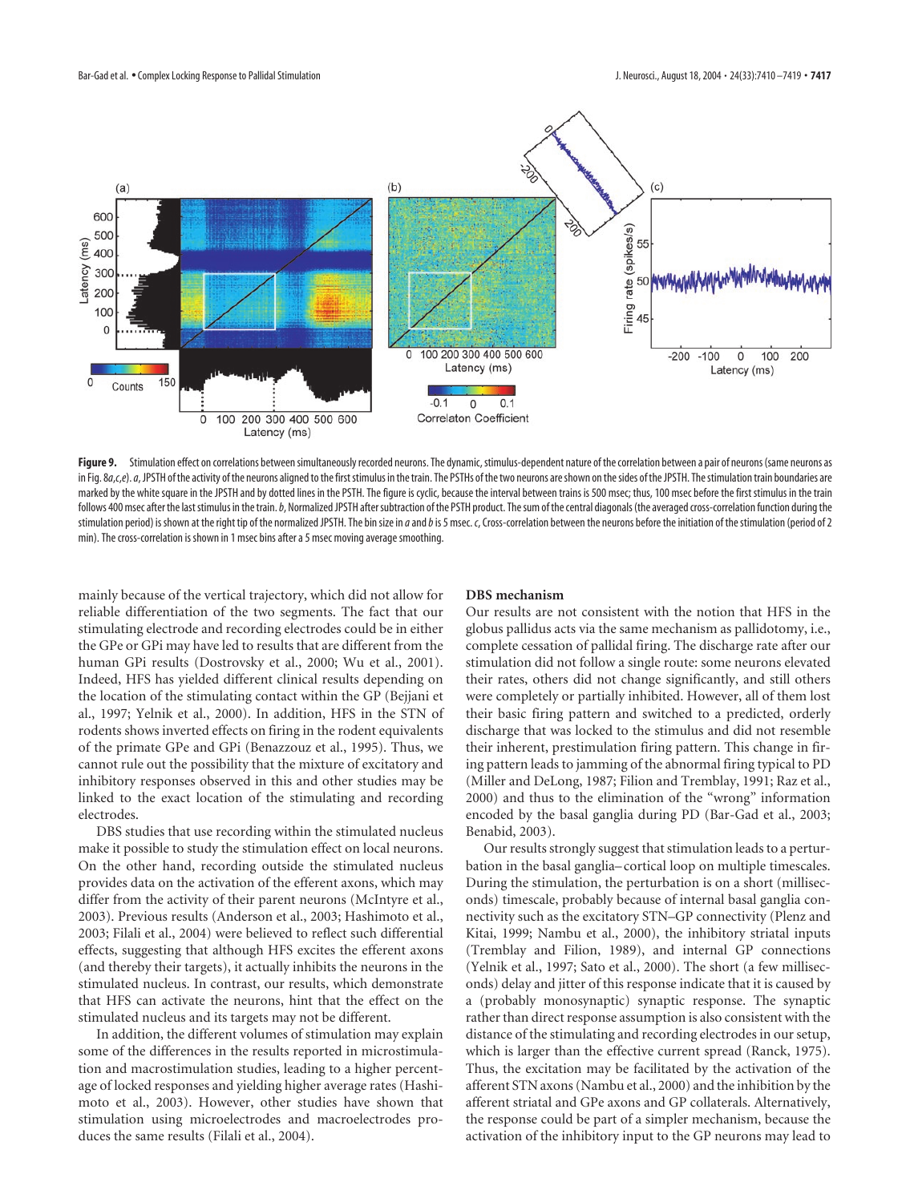**Figure 9.** Stimulation effect on correlations between simultaneously recorded neurons. The dynamic, stimulus-dependent nature of the correlation between a pair of neurons (same neurons as in Fig. 8*a*,*c*,*e*). *a*, JPSTH of the activity of the neurons aligned to the first stimulus in the train. The PSTHs of the two neurons are shown on the sides of the JPSTH. The stimulation train boundaries are marked by the white square in the JPSTH and by dotted lines in the PSTH. The figure is cyclic, because the interval between trains is 500 msec; thus, 100 msec before the first stimulus in the train follows 400 msec after the last stimulus in the train. *b*, Normalized JPSTH after subtraction of the PSTH product. The sum of the central diagonals (the averaged cross-correlation function during the stimulation period) is shown at the right tip of the normalized JPSTH. The bin size in *a* and *b* is 5 msec. *c*, Cross-correlation between the neurons before the initiation of the stimulation (period of 2 min). The cross-correlation is shown in 1 msec bins after a 5 msec moving average smoothing.

mainly because of the vertical trajectory, which did not allow for reliable differentiation of the two segments. The fact that our stimulating electrode and recording electrodes could be in either the GPe or GPi may have led to results that are different from the human GPi results (Dostrovsky et al., 2000; Wu et al., 2001). Indeed, HFS has yielded different clinical results depending on the location of the stimulating contact within the GP (Bejjani et al., 1997; Yelnik et al., 2000). In addition, HFS in the STN of rodents shows inverted effects on firing in the rodent equivalents of the primate GPe and GPi (Benazzouz et al., 1995). Thus, we cannot rule out the possibility that the mixture of excitatory and inhibitory responses observed in this and other studies may be linked to the exact location of the stimulating and recording electrodes.

DBS studies that use recording within the stimulated nucleus make it possible to study the stimulation effect on local neurons. On the other hand, recording outside the stimulated nucleus provides data on the activation of the efferent axons, which may differ from the activity of their parent neurons (McIntyre et al., 2003). Previous results (Anderson et al., 2003; Hashimoto et al., 2003; Filali et al., 2004) were believed to reflect such differential effects, suggesting that although HFS excites the efferent axons (and thereby their targets), it actually inhibits the neurons in the stimulated nucleus. In contrast, our results, which demonstrate that HFS can activate the neurons, hint that the effect on the stimulated nucleus and its targets may not be different.

In addition, the different volumes of stimulation may explain some of the differences in the results reported in microstimulation and macrostimulation studies, leading to a higher percentage of locked responses and yielding higher average rates (Hashimoto et al., 2003). However, other studies have shown that stimulation using microelectrodes and macroelectrodes produces the same results (Filali et al., 2004).

### DBS mechanism

Our results are not consistent with the notion that HFS in the globus pallidus acts via the same mechanism as pallidotomy, i.e., complete cessation of pallidal firing. The discharge rate after our stimulation did not follow a single route: some neurons elevated their rates, others did not change significantly, and still others were completely or partially inhibited. However, all of them lost their basic firing pattern and switched to a predicted, orderly discharge that was locked to the stimulus and did not resemble their inherent, prestimulation firing pattern. This change in firing pattern leads to jamming of the abnormal firing typical to PD (Miller and DeLong, 1987; Filion and Tremblay, 1991; Raz et al., 2000) and thus to the elimination of the "wrong" information encoded by the basal ganglia during PD (Bar-Gad et al., 2003; Benabid, 2003).

Our results strongly suggest that stimulation leads to a perturbation in the basal ganglia–cortical loop on multiple timescales. During the stimulation, the perturbation is on a short (milliseconds) timescale, probably because of internal basal ganglia connectivity such as the excitatory STN–GP connectivity (Plenz and Kitai, 1999; Nambu et al., 2000), the inhibitory striatal inputs (Tremblay and Filion, 1989), and internal GP connections (Yelnik et al., 1997; Sato et al., 2000). The short (a few milliseconds) delay and jitter of this response indicate that it is caused by a (probably monosynaptic) synaptic response. The synaptic rather than direct response assumption is also consistent with the distance of the stimulating and recording electrodes in our setup, which is larger than the effective current spread (Ranck, 1975). Thus, the excitation may be facilitated by the activation of the afferent STN axons (Nambu et al., 2000) and the inhibition by the afferent striatal and GPe axons and GP collaterals. Alternatively, the response could be part of a simpler mechanism, because the activation of the inhibitory input to the GP neurons may lead to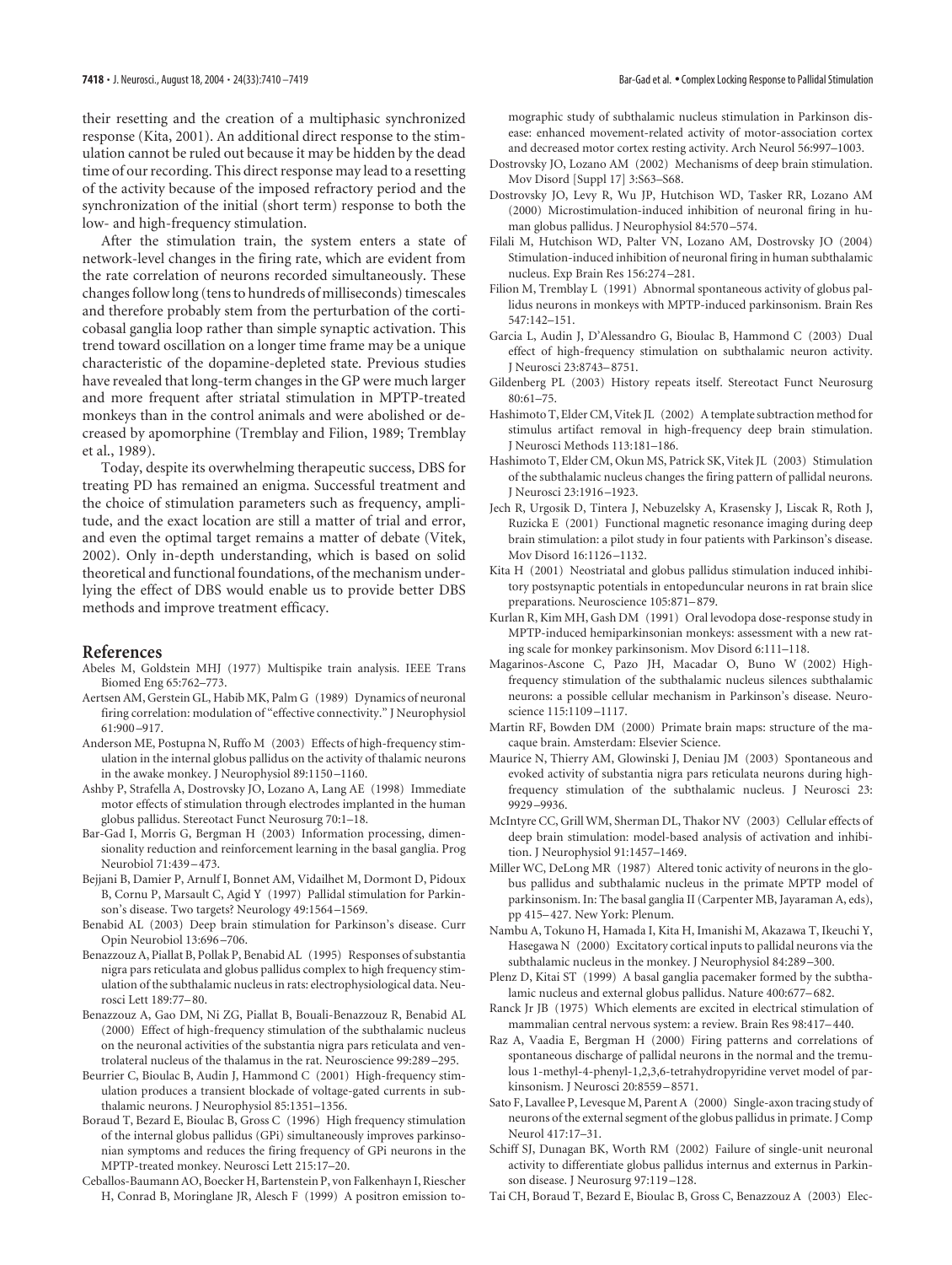their resetting and the creation of a multiphasic synchronized response (Kita, 2001). An additional direct response to the stimulation cannot be ruled out because it may be hidden by the dead time of our recording. This direct response may lead to a resetting of the activity because of the imposed refractory period and the synchronization of the initial (short term) response to both the low- and high-frequency stimulation.

After the stimulation train, the system enters a state of network-level changes in the firing rate, which are evident from the rate correlation of neurons recorded simultaneously. These changes follow long (tens to hundreds of milliseconds) timescales and therefore probably stem from the perturbation of the corticobasal ganglia loop rather than simple synaptic activation. This trend toward oscillation on a longer time frame may be a unique characteristic of the dopamine-depleted state. Previous studies have revealed that long-term changes in the GP were much larger and more frequent after striatal stimulation in MPTP-treated monkeys than in the control animals and were abolished or decreased by apomorphine (Tremblay and Filion, 1989; Tremblay et al., 1989).

Today, despite its overwhelming therapeutic success, DBS for treating PD has remained an enigma. Successful treatment and the choice of stimulation parameters such as frequency, amplitude, and the exact location are still a matter of trial and error, and even the optimal target remains a matter of debate (Vitek, 2002). Only in-depth understanding, which is based on solid theoretical and functional foundations, of the mechanism underlying the effect of DBS would enable us to provide better DBS methods and improve treatment efficacy.

## References

Abeles M, Goldstein MHJ (1977) Multispike train analysis. IEEE Trans Biomed Eng 65:762–773.

Aertsen AM, Gerstein GL, Habib MK, Palm G (1989) Dynamics of neuronal firing correlation: modulation of "effective connectivity." J Neurophysiol 61:900–917.

Anderson ME, Postupna N, Ruffo M (2003) Effects of high-frequency stimulation in the internal globus pallidus on the activity of thalamic neurons in the awake monkey. J Neurophysiol 89:1150–1160.

Ashby P, Strafella A, Dostrovsky JO, Lozano A, Lang AE (1998) Immediate motor effects of stimulation through electrodes implanted in the human globus pallidus. Stereotact Funct Neurosurg 70:1–18.

Bar-Gad I, Morris G, Bergman H (2003) Information processing, dimensionality reduction and reinforcement learning in the basal ganglia. Prog Neurobiol 71:439–473.

Bejjani B, Damier P, Arnulf I, Bonnet AM, Vidailhet M, Dormont D, Pidoux B, Cornu P, Marsault C, Agid Y (1997) Pallidal stimulation for Parkinson's disease. Two targets? Neurology 49:1564–1569.

Benabid AL (2003) Deep brain stimulation for Parkinson's disease. Curr Opin Neurobiol 13:696–706.

Benazzouz A, Piallat B, Pollak P, Benabid AL (1995) Responses of substantia nigra pars reticulata and globus pallidus complex to high frequency stimulation of the subthalamic nucleus in rats: electrophysiological data. Neurosci Lett 189:77–80.

Benazzouz A, Gao DM, Ni ZG, Piallat B, Bouali-Benazzouz R, Benabid AL (2000) Effect of high-frequency stimulation of the subthalamic nucleus on the neuronal activities of the substantia nigra pars reticulata and ventrolateral nucleus of the thalamus in the rat. Neuroscience 99:289–295.

Beurrier C, Bioulac B, Audin J, Hammond C (2001) High-frequency stimulation produces a transient blockade of voltage-gated currents in subthalamic neurons. J Neurophysiol 85:1351–1356.

Boraud T, Bezard E, Bioulac B, Gross C (1996) High frequency stimulation of the internal globus pallidus (GPi) simultaneously improves parkinsonian symptoms and reduces the firing frequency of GPi neurons in the MPTP-treated monkey. Neurosci Lett 215:17–20.

Ceballos-Baumann AO, Boecker H, Bartenstein P, von Falkenhayn I, Riescher H, Conrad B, Moringlane JR, Alesch F (1999) A positron emission tomographic study of subthalamic nucleus stimulation in Parkinson disease: enhanced movement-related activity of motor-association cortex and decreased motor cortex resting activity. Arch Neurol 56:997–1003.

Dostrovsky JO, Lozano AM (2002) Mechanisms of deep brain stimulation. Mov Disord [Suppl 17] 3:S63–S68.

Dostrovsky JO, Levy R, Wu JP, Hutchison WD, Tasker RR, Lozano AM (2000) Microstimulation-induced inhibition of neuronal firing in human globus pallidus. J Neurophysiol 84:570–574.

Filali M, Hutchison WD, Palter VN, Lozano AM, Dostrovsky JO (2004) Stimulation-induced inhibition of neuronal firing in human subthalamic nucleus. Exp Brain Res 156:274–281.

Filion M, Tremblay L (1991) Abnormal spontaneous activity of globus pallidus neurons in monkeys with MPTP-induced parkinsonism. Brain Res 547:142–151.

Garcia L, Audin J, D'Alessandro G, Bioulac B, Hammond C (2003) Dual effect of high-frequency stimulation on subthalamic neuron activity. J Neurosci 23:8743–8751.

Gildenberg PL (2003) History repeats itself. Stereotact Funct Neurosurg 80:61–75.

Hashimoto T, Elder CM, Vitek JL (2002) A template subtraction method for stimulus artifact removal in high-frequency deep brain stimulation. J Neurosci Methods 113:181–186.

Hashimoto T, Elder CM, Okun MS, Patrick SK, Vitek JL (2003) Stimulation of the subthalamic nucleus changes the firing pattern of pallidal neurons. J Neurosci 23:1916–1923.

Jech R, Urgosik D, Tintera J, Nebuzelsky A, Krasensky J, Liscak R, Roth J, Ruzicka E (2001) Functional magnetic resonance imaging during deep brain stimulation: a pilot study in four patients with Parkinson's disease. Mov Disord 16:1126–1132.

Kita H (2001) Neostriatal and globus pallidus stimulation induced inhibitory postsynaptic potentials in entopeduncular neurons in rat brain slice preparations. Neuroscience 105:871–879.

Kurlan R, Kim MH, Gash DM (1991) Oral levodopa dose-response study in MPTP-induced hemiparkinsonian monkeys: assessment with a new rating scale for monkey parkinsonism. Mov Disord 6:111–118.

Magarinos-Ascone C, Pazo JH, Macadar O, Buno W (2002) High-frequency stimulation of the subthalamic nucleus silences subthalamic neurons: a possible cellular mechanism in Parkinson's disease. Neuroscience 115:1109–1117.

Martin RF, Bowden DM (2000) Primate brain maps: structure of the macaque brain. Amsterdam: Elsevier Science.

Maurice N, Thierry AM, Glowinski J, Deniau JM (2003) Spontaneous and evoked activity of substantia nigra pars reticulata neurons during high-frequency stimulation of the subthalamic nucleus. J Neurosci 23:9929–9936.

McIntyre CC, Grill WM, Sherman DL, Thakor NV (2003) Cellular effects of deep brain stimulation: model-based analysis of activation and inhibition. J Neurophysiol 91:1457–1469.

Miller WC, DeLong MR (1987) Altered tonic activity of neurons in the globus pallidus and subthalamic nucleus in the primate MPTP model of parkinsonism. In: The basal ganglia II (Carpenter MB, Jayaraman A, eds), pp 415–427. New York: Plenum.

Nambu A, Tokuno H, Hamada I, Kita H, Imanishi M, Akazawa T, Ikeuchi Y, Hasegawa N (2000) Excitatory cortical inputs to pallidal neurons via the subthalamic nucleus in the monkey. J Neurophysiol 84:289–300.

Plenz D, Kitai ST (1999) A basal ganglia pacemaker formed by the subthalamic nucleus and external globus pallidus. Nature 400:677–682.

Ranck Jr JB (1975) Which elements are excited in electrical stimulation of mammalian central nervous system: a review. Brain Res 98:417–440.

Raz A, Vaadia E, Bergman H (2000) Firing patterns and correlations of spontaneous discharge of pallidal neurons in the normal and the tremulous 1-methyl-4-phenyl-1,2,3,6-tetrahydropyridine vervet model of parkinsonism. J Neurosci 20:8559–8571.

Sato F, Lavallee P, Levesque M, Parent A (2000) Single-axon tracing study of neurons of the external segment of the globus pallidus in primate. J Comp Neurol 417:17–31.

Schiff SJ, Dunagan BK, Worth RM (2002) Failure of single-unit neuronal activity to differentiate globus pallidus internus and externus in Parkinson disease. J Neurosurg 97:119–128.

Tai CH, Boraud T, Bezard E, Bioulac B, Gross C, Benazzouz A (2003) Elec-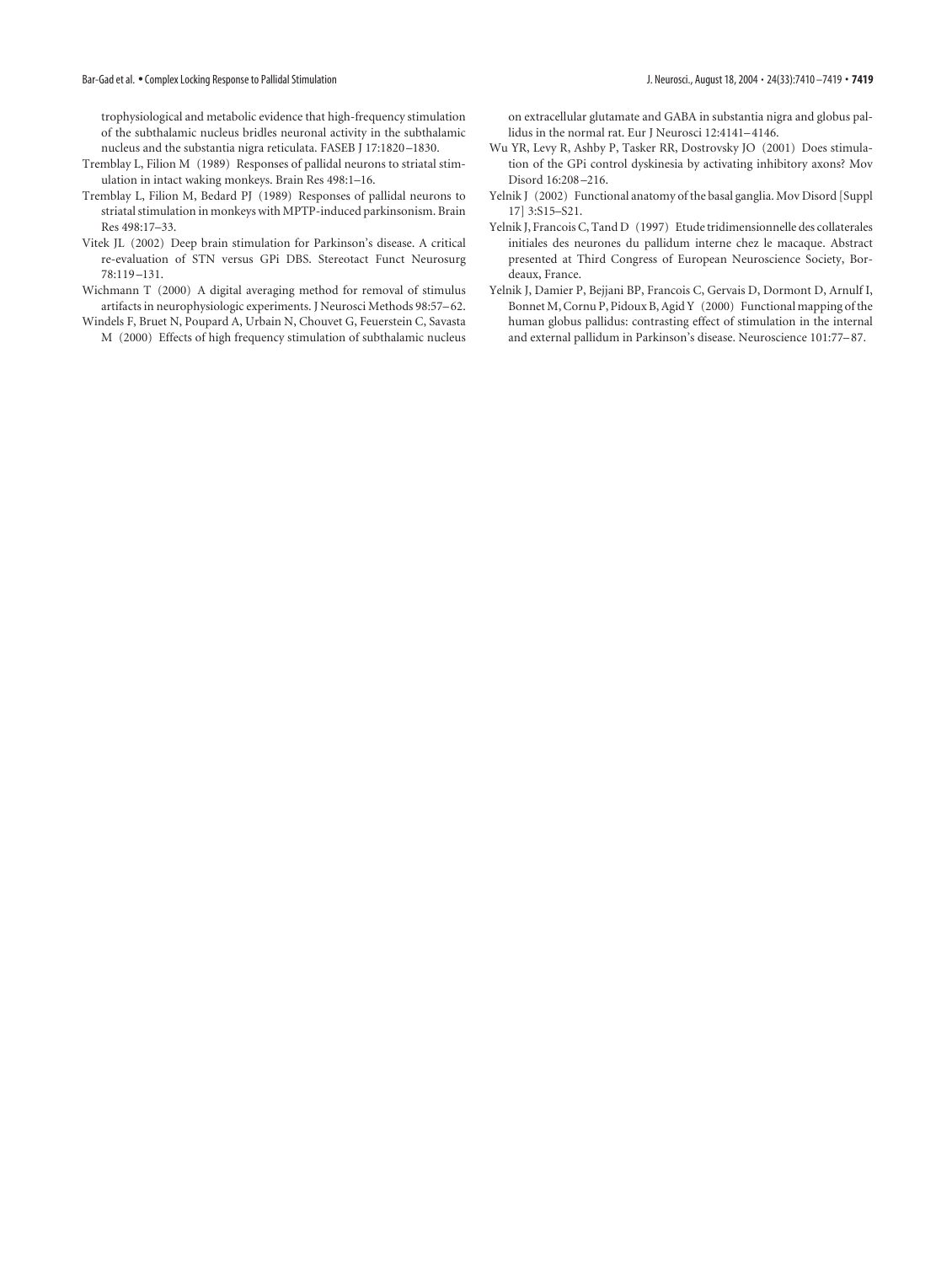trophysiological and metabolic evidence that high-frequency stimulation of the subthalamic nucleus bridles neuronal activity in the subthalamic nucleus and the substantia nigra reticulata. FASEB J 17:1820–1830.

Tremblay L, Filion M (1989) Responses of pallidal neurons to striatal stimulation in intact waking monkeys. Brain Res 498:1–16.

Tremblay L, Filion M, Bedard PJ (1989) Responses of pallidal neurons to striatal stimulation in monkeys with MPTP-induced parkinsonism. Brain Res 498:17–33.

Vitek JL (2002) Deep brain stimulation for Parkinson's disease. A critical re-evaluation of STN versus GPi DBS. Stereotact Funct Neurosurg 78:119–131.

Wichmann T (2000) A digital averaging method for removal of stimulus artifacts in neurophysiologic experiments. J Neurosci Methods 98:57–62.

Windels F, Bruet N, Poupard A, Urbain N, Chouvet G, Feuerstein C, Savasta M (2000) Effects of high frequency stimulation of subthalamic nucleus on extracellular glutamate and GABA in substantia nigra and globus pallidus in the normal rat. Eur J Neurosci 12:4141–4146.

Wu YR, Levy R, Ashby P, Tasker RR, Dostrovsky JO (2001) Does stimulation of the GPi control dyskinesia by activating inhibitory axons? Mov Disord 16:208–216.

Yelnik J (2002) Functional anatomy of the basal ganglia. Mov Disord [Suppl 17] 3:S15–S21.

Yelnik J, Francois C, Tand D (1997) Etude tridimensionnelle des collaterales initiales des neurones du pallidum interne chez le macaque. Abstract presented at Third Congress of European Neuroscience Society, Bordeaux, France.

Yelnik J, Damier P, Bejjani BP, Francois C, Gervais D, Dormont D, Arnulf I, Bonnet M, Cornu P, Pidoux B, Agid Y (2000) Functional mapping of the human globus pallidus: contrasting effect of stimulation in the internal and external pallidum in Parkinson's disease. Neuroscience 101:77–87.